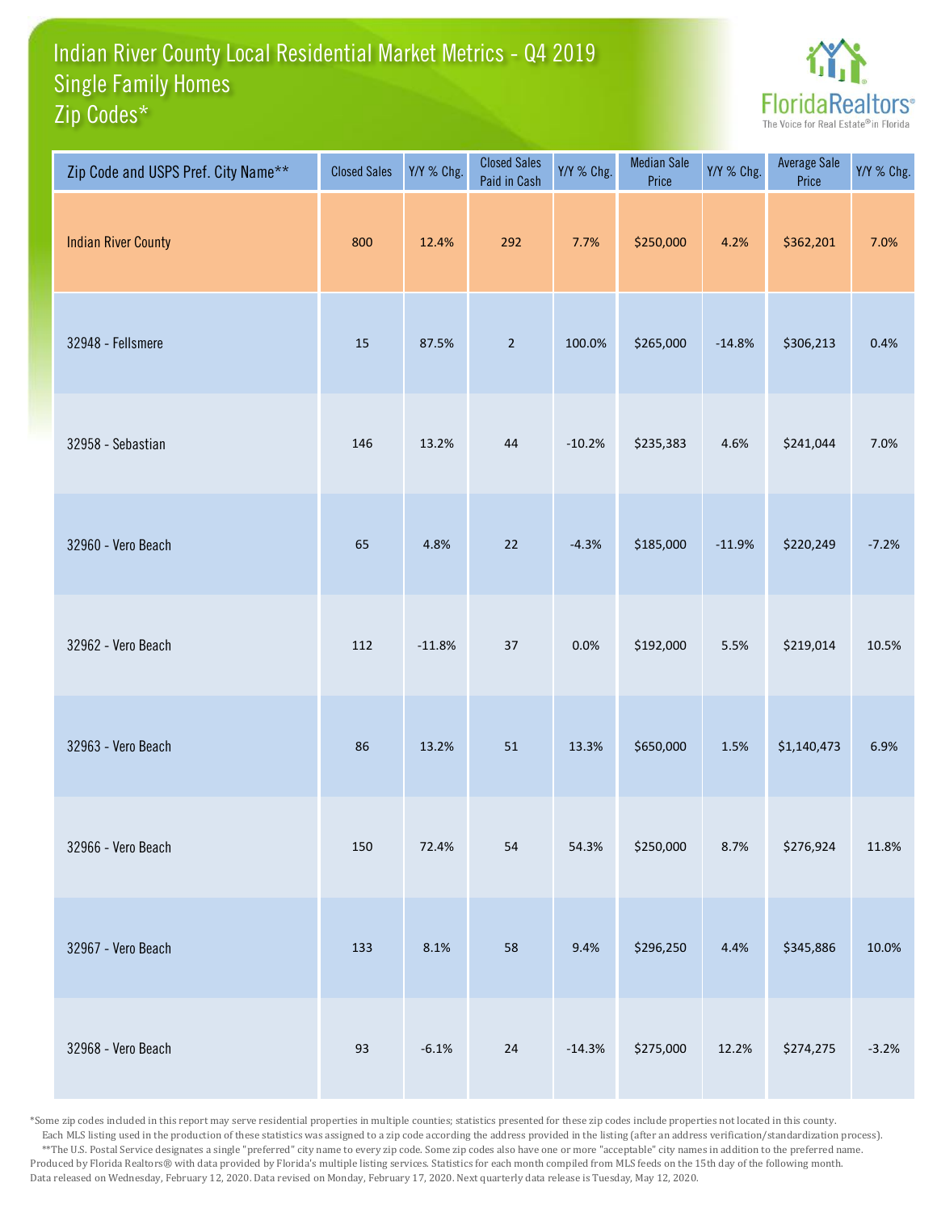# Indian River County Local Residential Market Metrics - Q4 2019
## Single Family Homes
## Zip Codes*

FloridaRealtors® The Voice for Real Estate® in Florida

| Zip Code and USPS Pref. City Name** | Closed Sales | Y/Y % Chg. | Closed Sales Paid in Cash | Y/Y % Chg. | Median Sale Price | Y/Y % Chg. | Average Sale Price | Y/Y % Chg. |
|---|---|---|---|---|---|---|---|---|
| Indian River County | 800 | 12.4% | 292 | 7.7% | $250,000 | 4.2% | $362,201 | 7.0% |
| 32948 - Fellsmere | 15 | 87.5% | 2 | 100.0% | $265,000 | -14.8% | $306,213 | 0.4% |
| 32958 - Sebastian | 146 | 13.2% | 44 | -10.2% | $235,383 | 4.6% | $241,044 | 7.0% |
| 32960 - Vero Beach | 65 | 4.8% | 22 | -4.3% | $185,000 | -11.9% | $220,249 | -7.2% |
| 32962 - Vero Beach | 112 | -11.8% | 37 | 0.0% | $192,000 | 5.5% | $219,014 | 10.5% |
| 32963 - Vero Beach | 86 | 13.2% | 51 | 13.3% | $650,000 | 1.5% | $1,140,473 | 6.9% |
| 32966 - Vero Beach | 150 | 72.4% | 54 | 54.3% | $250,000 | 8.7% | $276,924 | 11.8% |
| 32967 - Vero Beach | 133 | 8.1% | 58 | 9.4% | $296,250 | 4.4% | $345,886 | 10.0% |
| 32968 - Vero Beach | 93 | -6.1% | 24 | -14.3% | $275,000 | 12.2% | $274,275 | -3.2% |

*Some zip codes included in this report may serve residential properties in multiple counties; statistics presented for these zip codes include properties not located in this county. Each MLS listing used in the production of these statistics was assigned to a zip code according the address provided in the listing (after an address verification/standardization process).

**The U.S. Postal Service designates a single "preferred" city name to every zip code. Some zip codes also have one or more "acceptable" city names in addition to the preferred name.

Produced by Florida Realtors® with data provided by Florida's multiple listing services. Statistics for each month compiled from MLS feeds on the 15th day of the following month.

Data released on Wednesday, February 12, 2020. Data revised on Monday, February 17, 2020. Next quarterly data release is Tuesday, May 12, 2020.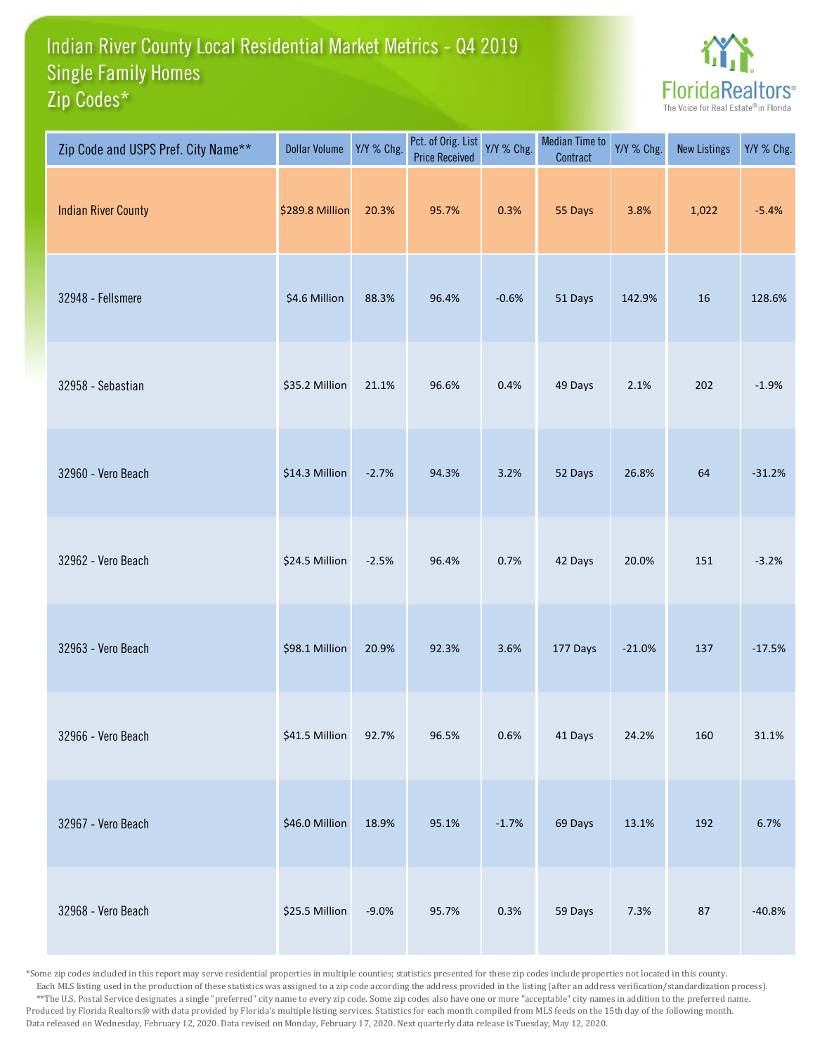# Indian River County Local Residential Market Metrics - Q4 2019
## Single Family Homes
## Zip Codes*

FloridaRealtors®
The Voice for Real Estate® in Florida

| Zip Code and USPS Pref. City Name** | Dollar Volume | Y/Y % Chg. | Pct. of Orig. List Price Received | Y/Y % Chg. | Median Time to Contract | Y/Y % Chg. | New Listings | Y/Y % Chg. |
|---|---|---|---|---|---|---|---|---|
| Indian River County | $289.8 Million | 20.3% | 95.7% | 0.3% | 55 Days | 3.8% | 1,022 | -5.4% |
| 32948 - Fellsmere | $4.6 Million | 88.3% | 96.4% | -0.6% | 51 Days | 142.9% | 16 | 128.6% |
| 32958 - Sebastian | $35.2 Million | 21.1% | 96.6% | 0.4% | 49 Days | 2.1% | 202 | -1.9% |
| 32960 - Vero Beach | $14.3 Million | -2.7% | 94.3% | 3.2% | 52 Days | 26.8% | 64 | -31.2% |
| 32962 - Vero Beach | $24.5 Million | -2.5% | 96.4% | 0.7% | 42 Days | 20.0% | 151 | -3.2% |
| 32963 - Vero Beach | $98.1 Million | 20.9% | 92.3% | 3.6% | 177 Days | -21.0% | 137 | -17.5% |
| 32966 - Vero Beach | $41.5 Million | 92.7% | 96.5% | 0.6% | 41 Days | 24.2% | 160 | 31.1% |
| 32967 - Vero Beach | $46.0 Million | 18.9% | 95.1% | -1.7% | 69 Days | 13.1% | 192 | 6.7% |
| 32968 - Vero Beach | $25.5 Million | -9.0% | 95.7% | 0.3% | 59 Days | 7.3% | 87 | -40.8% |

*Some zip codes included in this report may serve residential properties in multiple counties; statistics presented for these zip codes include properties not located in this county. Each MLS listing used in the production of these statistics was assigned to a zip code according the address provided in the listing (after an address verification/standardization process).
**The U.S. Postal Service designates a single "preferred" city name to every zip code. Some zip codes also have one or more "acceptable" city names in addition to the preferred name.
Produced by Florida Realtors® with data provided by Florida's multiple listing services. Statistics for each month compiled from MLS feeds on the 15th day of the following month.
Data released on Wednesday, February 12, 2020. Data revised on Monday, February 17, 2020. Next quarterly data release is Tuesday, May 12, 2020.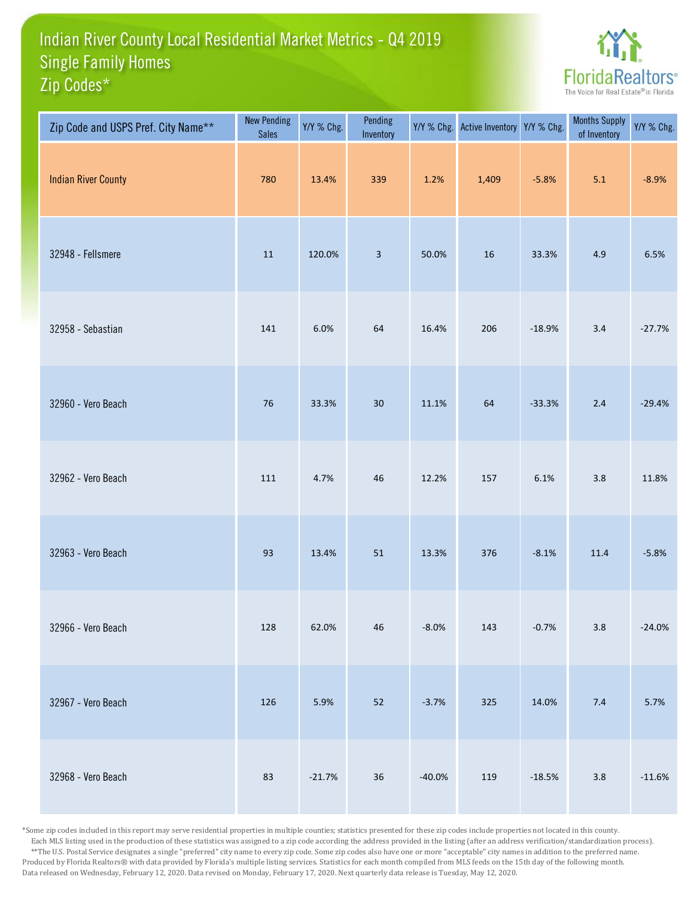# Indian River County Local Residential Market Metrics - Q4 2019
## Single Family Homes
## Zip Codes*

FloridaRealtors®
The Voice for Real Estate® in Florida

| Zip Code and USPS Pref. City Name** | New Pending Sales | Y/Y % Chg. | Pending Inventory | Y/Y % Chg. | Active Inventory | Y/Y % Chg. | Months Supply of Inventory | Y/Y % Chg. |
|---|---|---|---|---|---|---|---|---|
| Indian River County | 780 | 13.4% | 339 | 1.2% | 1,409 | -5.8% | 5.1 | -8.9% |
| 32948 - Fellsmere | 11 | 120.0% | 3 | 50.0% | 16 | 33.3% | 4.9 | 6.5% |
| 32958 - Sebastian | 141 | 6.0% | 64 | 16.4% | 206 | -18.9% | 3.4 | -27.7% |
| 32960 - Vero Beach | 76 | 33.3% | 30 | 11.1% | 64 | -33.3% | 2.4 | -29.4% |
| 32962 - Vero Beach | 111 | 4.7% | 46 | 12.2% | 157 | 6.1% | 3.8 | 11.8% |
| 32963 - Vero Beach | 93 | 13.4% | 51 | 13.3% | 376 | -8.1% | 11.4 | -5.8% |
| 32966 - Vero Beach | 128 | 62.0% | 46 | -8.0% | 143 | -0.7% | 3.8 | -24.0% |
| 32967 - Vero Beach | 126 | 5.9% | 52 | -3.7% | 325 | 14.0% | 7.4 | 5.7% |
| 32968 - Vero Beach | 83 | -21.7% | 36 | -40.0% | 119 | -18.5% | 3.8 | -11.6% |

*Some zip codes included in this report may serve residential properties in multiple counties; statistics presented for these zip codes include properties not located in this county. Each MLS listing used in the production of these statistics was assigned to a zip code according the address provided in the listing (after an address verification/standardization process).

**The U.S. Postal Service designates a single "preferred" city name to every zip code. Some zip codes also have one or more "acceptable" city names in addition to the preferred name.

Produced by Florida Realtors® with data provided by Florida's multiple listing services. Statistics for each month compiled from MLS feeds on the 15th day of the following month. Data released on Wednesday, February 12, 2020. Data revised on Monday, February 17, 2020. Next quarterly data release is Tuesday, May 12, 2020.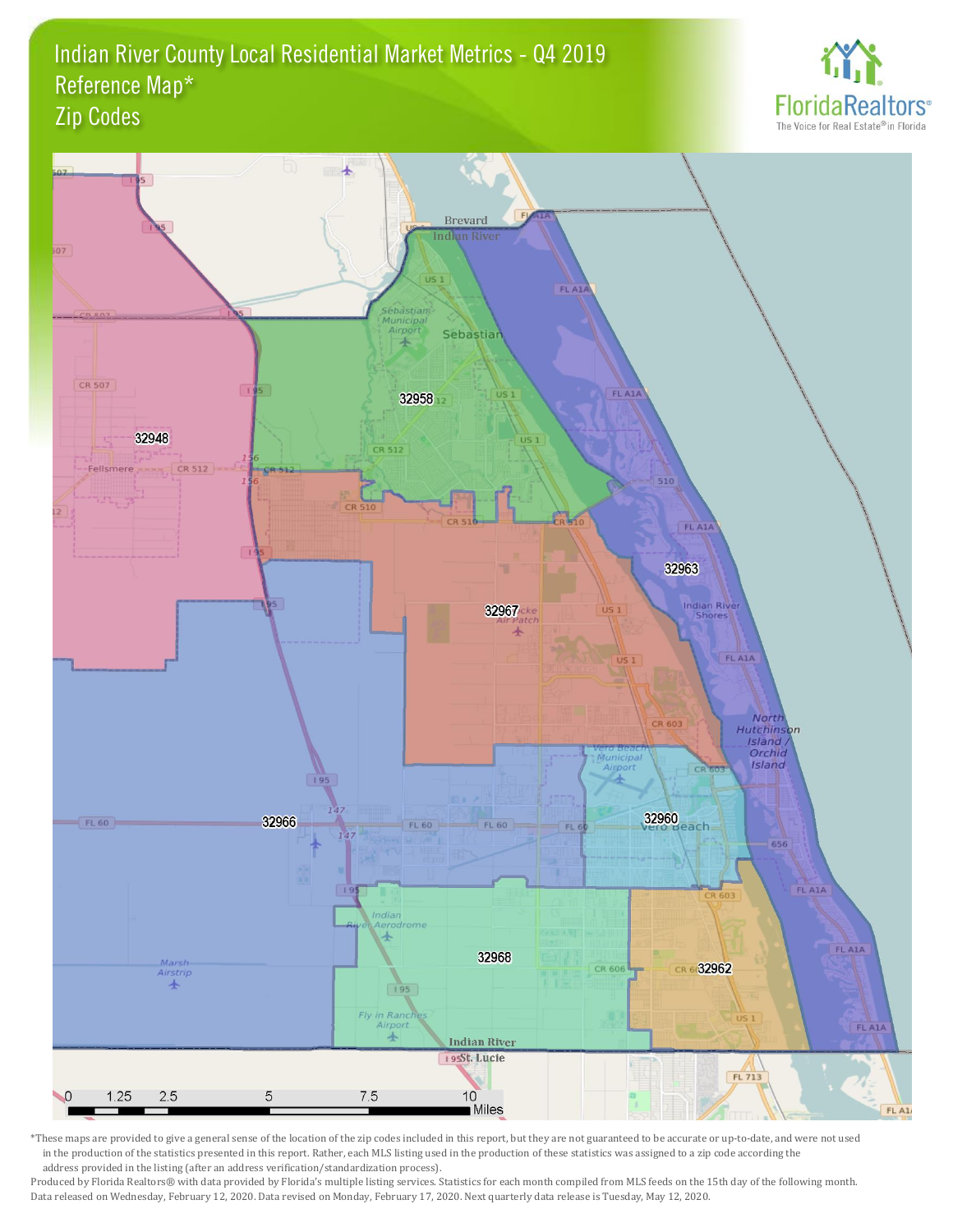# Indian River County Local Residential Market Metrics - Q4 2019
## Reference Map*
## Zip Codes

FloridaRealtors®
The Voice for Real Estate® in Florida

32948
32958
32963
32967
32966
32960
32968
32962

Brevard
Indian River
Sebastian
Sebastian Municipal Airport
Fellsmere
Indian River Shores
North Hutchinson Island / Orchid Island
Vero Beach
Vero Beach Municipal Airport
Indian River Aerodrome
Marsh Airstrip
Fly in Ranches Airport
St. Lucie

0 1.25 2.5 5 7.5 10 Miles

*These maps are provided to give a general sense of the location of the zip codes included in this report, but they are not guaranteed to be accurate or up-to-date, and were not used in the production of the statistics presented in this report. Rather, each MLS listing used in the production of these statistics was assigned to a zip code according the address provided in the listing (after an address verification/standardization process).

Produced by Florida Realtors® with data provided by Florida's multiple listing services. Statistics for each month compiled from MLS feeds on the 15th day of the following month. Data released on Wednesday, February 12, 2020. Data revised on Monday, February 17, 2020. Next quarterly data release is Tuesday, May 12, 2020.